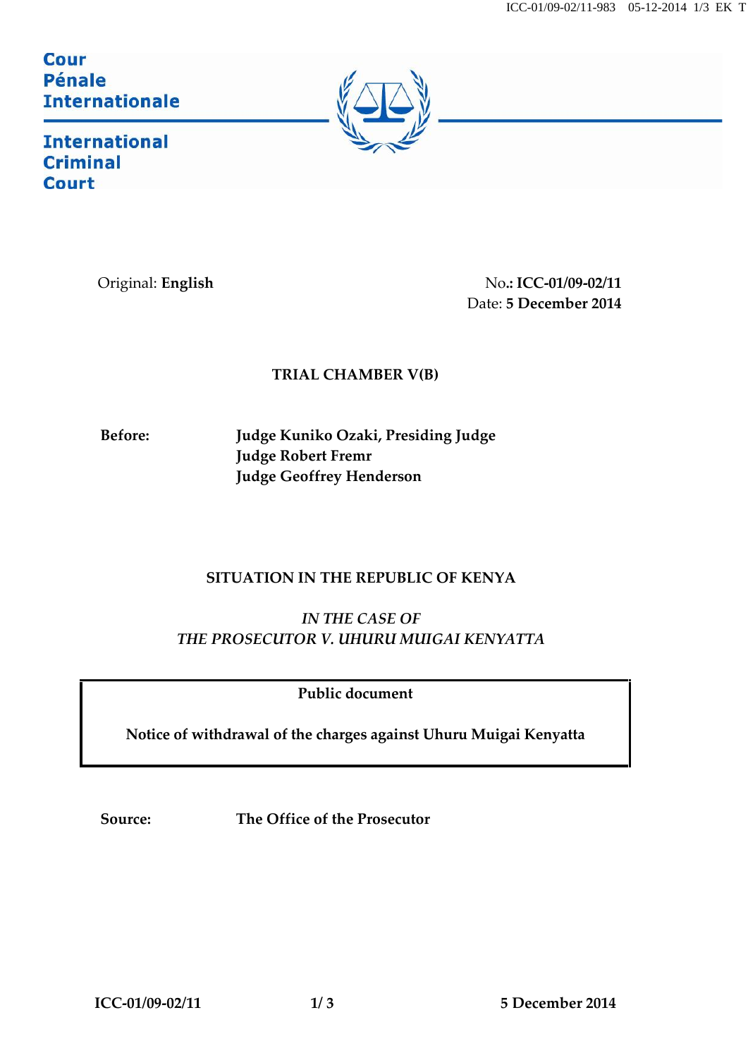Cour Pénale Internationale

International Criminal Court

Original: **English**

No.: **ICC-01/09-02/11**
Date: **5 December 2014**

**TRIAL CHAMBER V(B)**

**Before:** **Judge Kuniko Ozaki, Presiding Judge**
**Judge Robert Fremr**
**Judge Geoffrey Henderson**

**SITUATION IN THE REPUBLIC OF KENYA**

***IN THE CASE OF***
***THE PROSECUTOR V. UHURU MUIGAI KENYATTA***

**Public document**

**Notice of withdrawal of the charges against Uhuru Muigai Kenyatta**

**Source:** **The Office of the Prosecutor**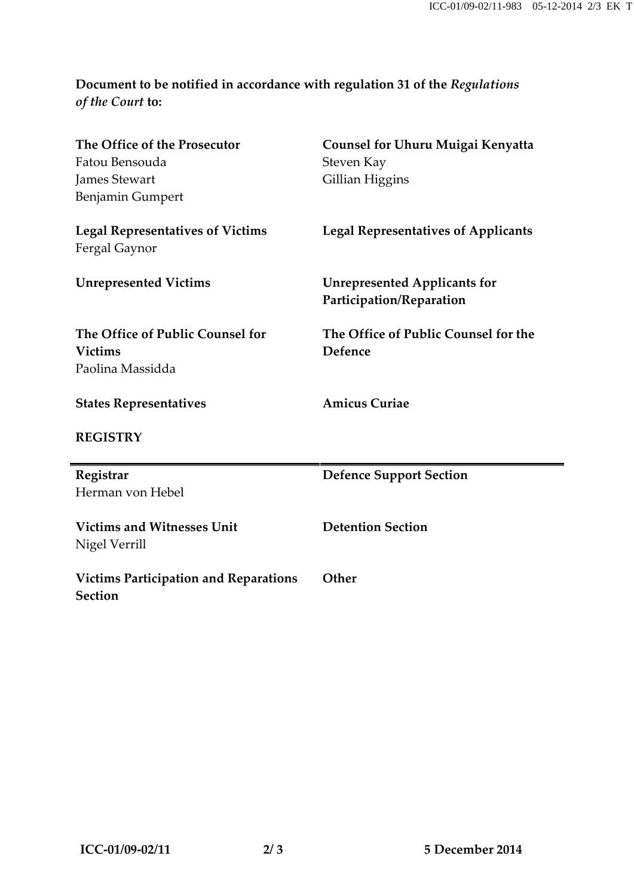**Document to be notified in accordance with regulation 31 of the *Regulations of the Court* to:**

| | |
|---|---|
| **The Office of the Prosecutor**<br>Fatou Bensouda<br>James Stewart<br>Benjamin Gumpert | **Counsel for Uhuru Muigai Kenyatta**<br>Steven Kay<br>Gillian Higgins |
| **Legal Representatives of Victims**<br>Fergal Gaynor | **Legal Representatives of Applicants** |
| **Unrepresented Victims** | **Unrepresented Applicants for Participation/Reparation** |
| **The Office of Public Counsel for Victims**<br>Paolina Massidda | **The Office of Public Counsel for the Defence** |
| **States Representatives** | **Amicus Curiae** |

**REGISTRY**

| | |
|---|---|
| **Registrar**<br>Herman von Hebel | **Defence Support Section** |
| **Victims and Witnesses Unit**<br>Nigel Verrill | **Detention Section** |
| **Victims Participation and Reparations Section** | **Other** |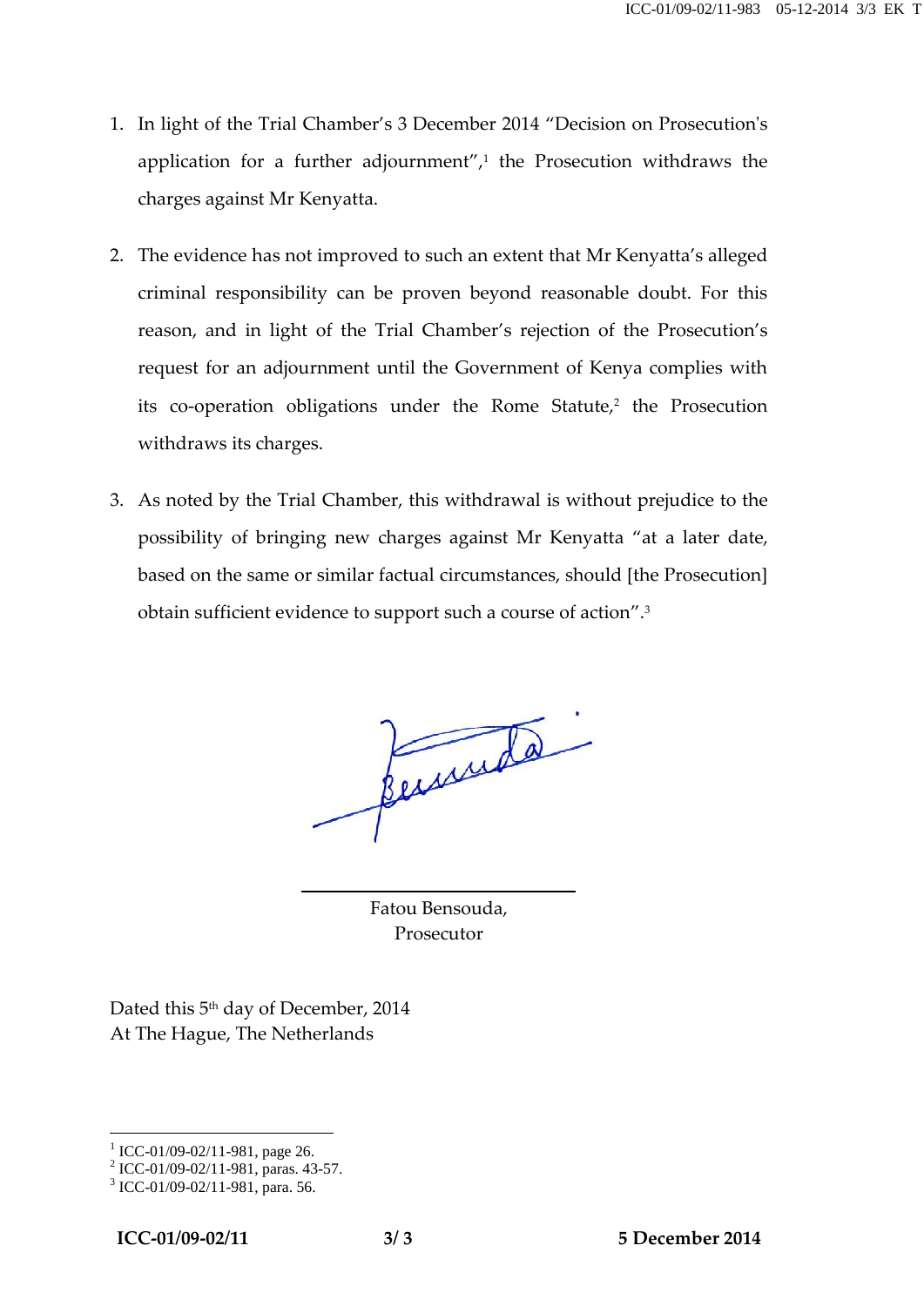1. In light of the Trial Chamber's 3 December 2014 "Decision on Prosecution's application for a further adjournment",[1] the Prosecution withdraws the charges against Mr Kenyatta.

2. The evidence has not improved to such an extent that Mr Kenyatta's alleged criminal responsibility can be proven beyond reasonable doubt. For this reason, and in light of the Trial Chamber's rejection of the Prosecution's request for an adjournment until the Government of Kenya complies with its co-operation obligations under the Rome Statute,[2] the Prosecution withdraws its charges.

3. As noted by the Trial Chamber, this withdrawal is without prejudice to the possibility of bringing new charges against Mr Kenyatta "at a later date, based on the same or similar factual circumstances, should [the Prosecution] obtain sufficient evidence to support such a course of action".[3]

Fatou Bensouda,
Prosecutor

Dated this 5th day of December, 2014
At The Hague, The Netherlands

---

[1] ICC-01/09-02/11-981, page 26.
[2] ICC-01/09-02/11-981, paras. 43-57.
[3] ICC-01/09-02/11-981, para. 56.